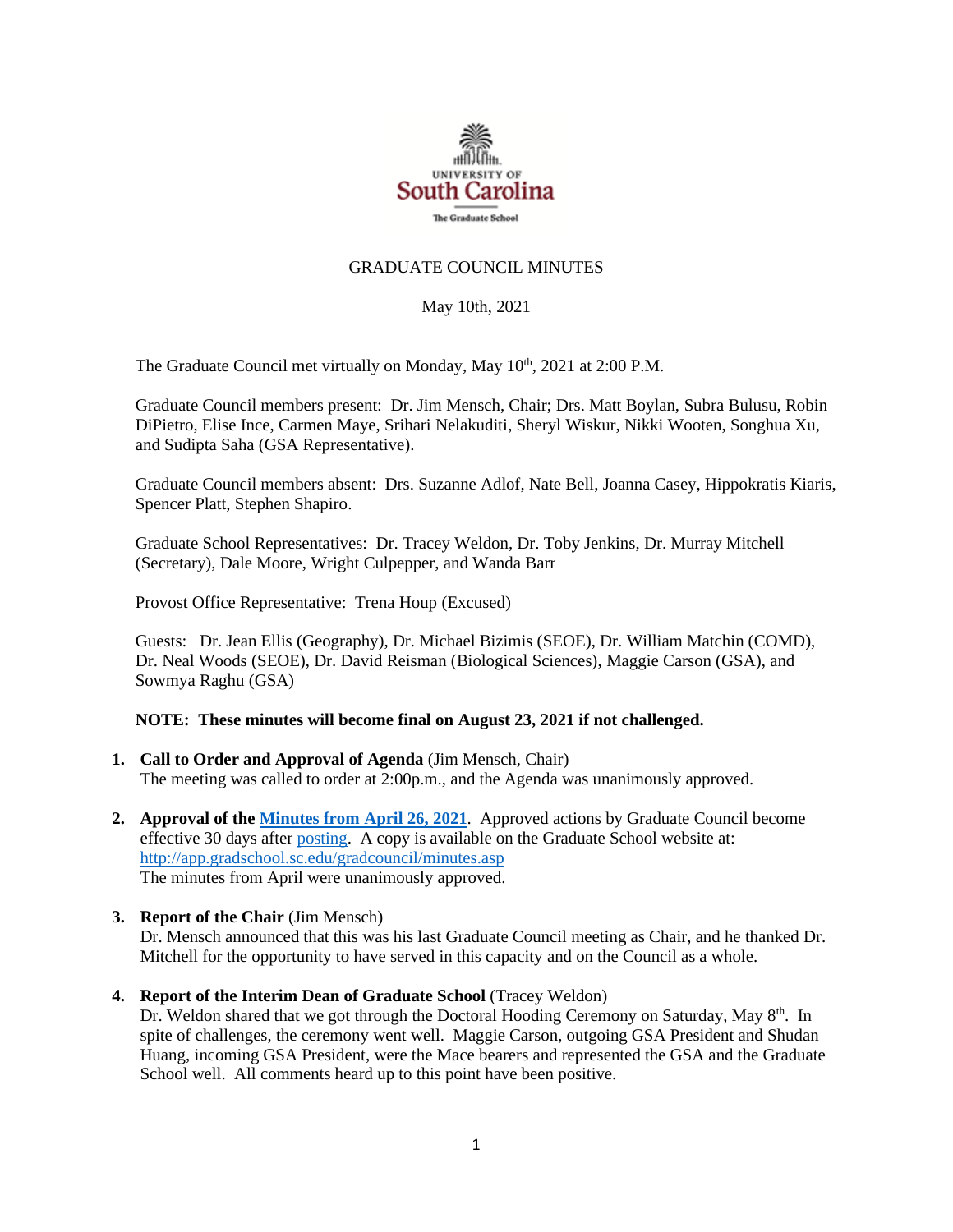UNIVERSITY OF

South Carolina

The Graduate School

# GRADUATE COUNCIL MINUTES

May 10th, 2021

The Graduate Council met virtually on Monday, May 10th, 2021 at 2:00 P.M.

Graduate Council members present: Dr. Jim Mensch, Chair; Drs. Matt Boylan, Subra Bulusu, Robin DiPietro, Elise Ince, Carmen Maye, Srihari Nelakuditi, Sheryl Wiskur, Nikki Wooten, Songhua Xu, and Sudipta Saha (GSA Representative).

Graduate Council members absent: Drs. Suzanne Adlof, Nate Bell, Joanna Casey, Hippokratis Kiaris, Spencer Platt, Stephen Shapiro.

Graduate School Representatives: Dr. Tracey Weldon, Dr. Toby Jenkins, Dr. Murray Mitchell (Secretary), Dale Moore, Wright Culpepper, and Wanda Barr

Provost Office Representative: Trena Houp (Excused)

Guests: Dr. Jean Ellis (Geography), Dr. Michael Bizimis (SEOE), Dr. William Matchin (COMD), Dr. Neal Woods (SEOE), Dr. David Reisman (Biological Sciences), Maggie Carson (GSA), and Sowmya Raghu (GSA)

**NOTE: These minutes will become final on August 23, 2021 if not challenged.**

1. **Call to Order and Approval of Agenda** (Jim Mensch, Chair)
   The meeting was called to order at 2:00p.m., and the Agenda was unanimously approved.

2. **Approval of the Minutes from April 26, 2021**. Approved actions by Graduate Council become effective 30 days after posting. A copy is available on the Graduate School website at: http://app.gradschool.sc.edu/gradcouncil/minutes.asp
   The minutes from April were unanimously approved.

3. **Report of the Chair** (Jim Mensch)
   Dr. Mensch announced that this was his last Graduate Council meeting as Chair, and he thanked Dr. Mitchell for the opportunity to have served in this capacity and on the Council as a whole.

4. **Report of the Interim Dean of Graduate School** (Tracey Weldon)
   Dr. Weldon shared that we got through the Doctoral Hooding Ceremony on Saturday, May 8th. In spite of challenges, the ceremony went well. Maggie Carson, outgoing GSA President and Shudan Huang, incoming GSA President, were the Mace bearers and represented the GSA and the Graduate School well. All comments heard up to this point have been positive.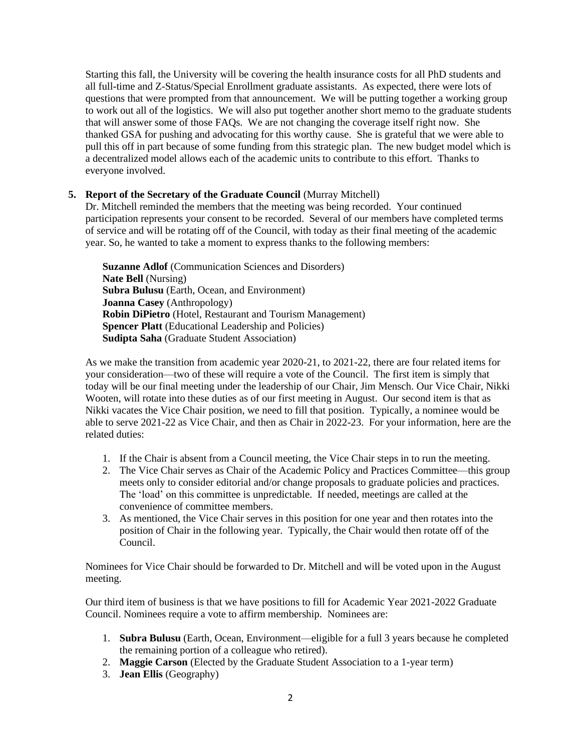Starting this fall, the University will be covering the health insurance costs for all PhD students and all full-time and Z-Status/Special Enrollment graduate assistants. As expected, there were lots of questions that were prompted from that announcement. We will be putting together a working group to work out all of the logistics. We will also put together another short memo to the graduate students that will answer some of those FAQs. We are not changing the coverage itself right now. She thanked GSA for pushing and advocating for this worthy cause. She is grateful that we were able to pull this off in part because of some funding from this strategic plan. The new budget model which is a decentralized model allows each of the academic units to contribute to this effort. Thanks to everyone involved.

5. **Report of the Secretary of the Graduate Council** (Murray Mitchell)

Dr. Mitchell reminded the members that the meeting was being recorded. Your continued participation represents your consent to be recorded. Several of our members have completed terms of service and will be rotating off of the Council, with today as their final meeting of the academic year. So, he wanted to take a moment to express thanks to the following members:

**Suzanne Adlof** (Communication Sciences and Disorders)
**Nate Bell** (Nursing)
**Subra Bulusu** (Earth, Ocean, and Environment)
**Joanna Casey** (Anthropology)
**Robin DiPietro** (Hotel, Restaurant and Tourism Management)
**Spencer Platt** (Educational Leadership and Policies)
**Sudipta Saha** (Graduate Student Association)

As we make the transition from academic year 2020-21, to 2021-22, there are four related items for your consideration—two of these will require a vote of the Council. The first item is simply that today will be our final meeting under the leadership of our Chair, Jim Mensch. Our Vice Chair, Nikki Wooten, will rotate into these duties as of our first meeting in August. Our second item is that as Nikki vacates the Vice Chair position, we need to fill that position. Typically, a nominee would be able to serve 2021-22 as Vice Chair, and then as Chair in 2022-23. For your information, here are the related duties:

1. If the Chair is absent from a Council meeting, the Vice Chair steps in to run the meeting.
2. The Vice Chair serves as Chair of the Academic Policy and Practices Committee—this group meets only to consider editorial and/or change proposals to graduate policies and practices. The 'load' on this committee is unpredictable. If needed, meetings are called at the convenience of committee members.
3. As mentioned, the Vice Chair serves in this position for one year and then rotates into the position of Chair in the following year. Typically, the Chair would then rotate off of the Council.

Nominees for Vice Chair should be forwarded to Dr. Mitchell and will be voted upon in the August meeting.

Our third item of business is that we have positions to fill for Academic Year 2021-2022 Graduate Council. Nominees require a vote to affirm membership. Nominees are:

1. **Subra Bulusu** (Earth, Ocean, Environment—eligible for a full 3 years because he completed the remaining portion of a colleague who retired).
2. **Maggie Carson** (Elected by the Graduate Student Association to a 1-year term)
3. **Jean Ellis** (Geography)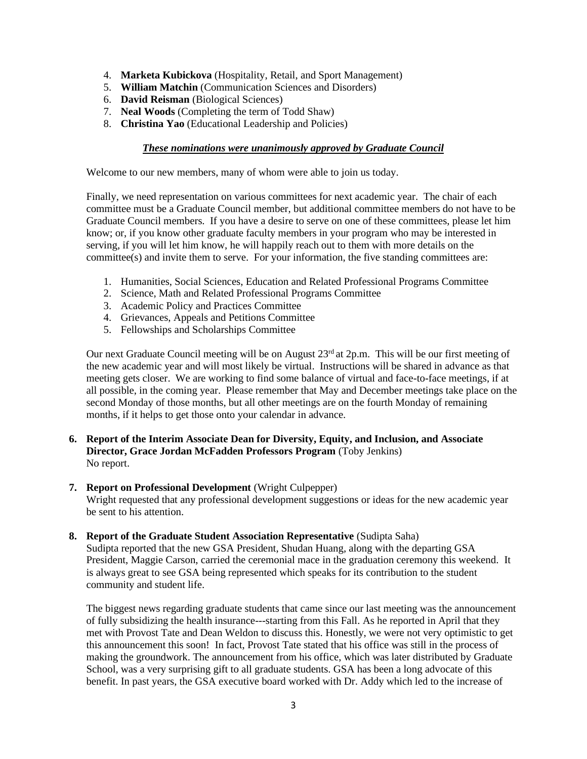4. **Marketa Kubickova** (Hospitality, Retail, and Sport Management)
5. **William Matchin** (Communication Sciences and Disorders)
6. **David Reisman** (Biological Sciences)
7. **Neal Woods** (Completing the term of Todd Shaw)
8. **Christina Yao** (Educational Leadership and Policies)

***These nominations were unanimously approved by Graduate Council***

Welcome to our new members, many of whom were able to join us today.

Finally, we need representation on various committees for next academic year. The chair of each committee must be a Graduate Council member, but additional committee members do not have to be Graduate Council members. If you have a desire to serve on one of these committees, please let him know; or, if you know other graduate faculty members in your program who may be interested in serving, if you will let him know, he will happily reach out to them with more details on the committee(s) and invite them to serve. For your information, the five standing committees are:

1. Humanities, Social Sciences, Education and Related Professional Programs Committee
2. Science, Math and Related Professional Programs Committee
3. Academic Policy and Practices Committee
4. Grievances, Appeals and Petitions Committee
5. Fellowships and Scholarships Committee

Our next Graduate Council meeting will be on August 23rd at 2p.m. This will be our first meeting of the new academic year and will most likely be virtual. Instructions will be shared in advance as that meeting gets closer. We are working to find some balance of virtual and face-to-face meetings, if at all possible, in the coming year. Please remember that May and December meetings take place on the second Monday of those months, but all other meetings are on the fourth Monday of remaining months, if it helps to get those onto your calendar in advance.

**6. Report of the Interim Associate Dean for Diversity, Equity, and Inclusion, and Associate Director, Grace Jordan McFadden Professors Program** (Toby Jenkins)
No report.

**7. Report on Professional Development** (Wright Culpepper)
Wright requested that any professional development suggestions or ideas for the new academic year be sent to his attention.

**8. Report of the Graduate Student Association Representative** (Sudipta Saha)
Sudipta reported that the new GSA President, Shudan Huang, along with the departing GSA President, Maggie Carson, carried the ceremonial mace in the graduation ceremony this weekend. It is always great to see GSA being represented which speaks for its contribution to the student community and student life.

The biggest news regarding graduate students that came since our last meeting was the announcement of fully subsidizing the health insurance---starting from this Fall. As he reported in April that they met with Provost Tate and Dean Weldon to discuss this. Honestly, we were not very optimistic to get this announcement this soon! In fact, Provost Tate stated that his office was still in the process of making the groundwork. The announcement from his office, which was later distributed by Graduate School, was a very surprising gift to all graduate students. GSA has been a long advocate of this benefit. In past years, the GSA executive board worked with Dr. Addy which led to the increase of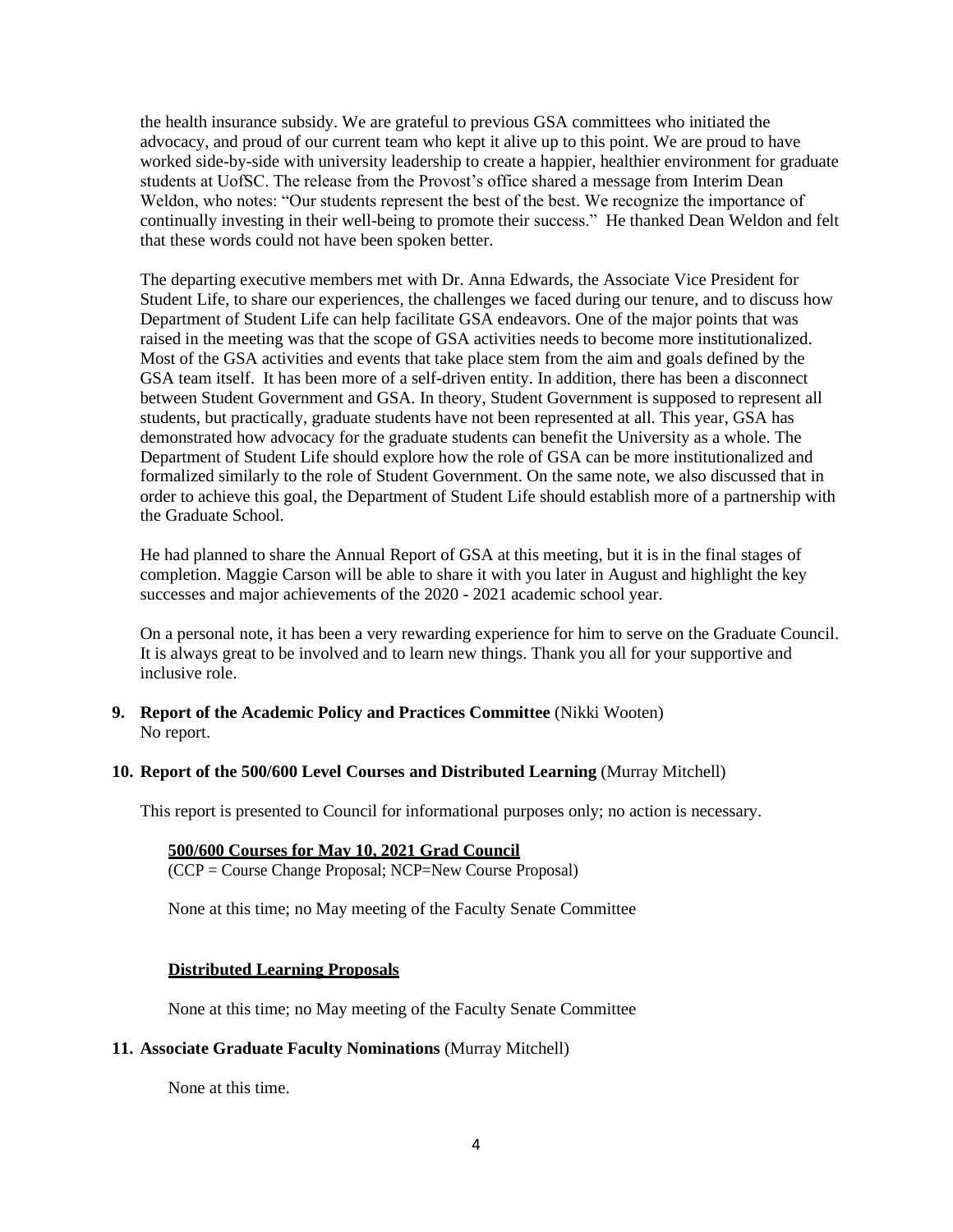the health insurance subsidy. We are grateful to previous GSA committees who initiated the advocacy, and proud of our current team who kept it alive up to this point. We are proud to have worked side-by-side with university leadership to create a happier, healthier environment for graduate students at UofSC. The release from the Provost's office shared a message from Interim Dean Weldon, who notes: "Our students represent the best of the best. We recognize the importance of continually investing in their well-being to promote their success." He thanked Dean Weldon and felt that these words could not have been spoken better.

The departing executive members met with Dr. Anna Edwards, the Associate Vice President for Student Life, to share our experiences, the challenges we faced during our tenure, and to discuss how Department of Student Life can help facilitate GSA endeavors. One of the major points that was raised in the meeting was that the scope of GSA activities needs to become more institutionalized. Most of the GSA activities and events that take place stem from the aim and goals defined by the GSA team itself. It has been more of a self-driven entity. In addition, there has been a disconnect between Student Government and GSA. In theory, Student Government is supposed to represent all students, but practically, graduate students have not been represented at all. This year, GSA has demonstrated how advocacy for the graduate students can benefit the University as a whole. The Department of Student Life should explore how the role of GSA can be more institutionalized and formalized similarly to the role of Student Government. On the same note, we also discussed that in order to achieve this goal, the Department of Student Life should establish more of a partnership with the Graduate School.

He had planned to share the Annual Report of GSA at this meeting, but it is in the final stages of completion. Maggie Carson will be able to share it with you later in August and highlight the key successes and major achievements of the 2020 - 2021 academic school year.

On a personal note, it has been a very rewarding experience for him to serve on the Graduate Council. It is always great to be involved and to learn new things. Thank you all for your supportive and inclusive role.

**9. Report of the Academic Policy and Practices Committee** (Nikki Wooten)
No report.

**10. Report of the 500/600 Level Courses and Distributed Learning** (Murray Mitchell)

This report is presented to Council for informational purposes only; no action is necessary.

**500/600 Courses for May 10, 2021 Grad Council**
(CCP = Course Change Proposal; NCP=New Course Proposal)

None at this time; no May meeting of the Faculty Senate Committee

**Distributed Learning Proposals**

None at this time; no May meeting of the Faculty Senate Committee

**11. Associate Graduate Faculty Nominations** (Murray Mitchell)

None at this time.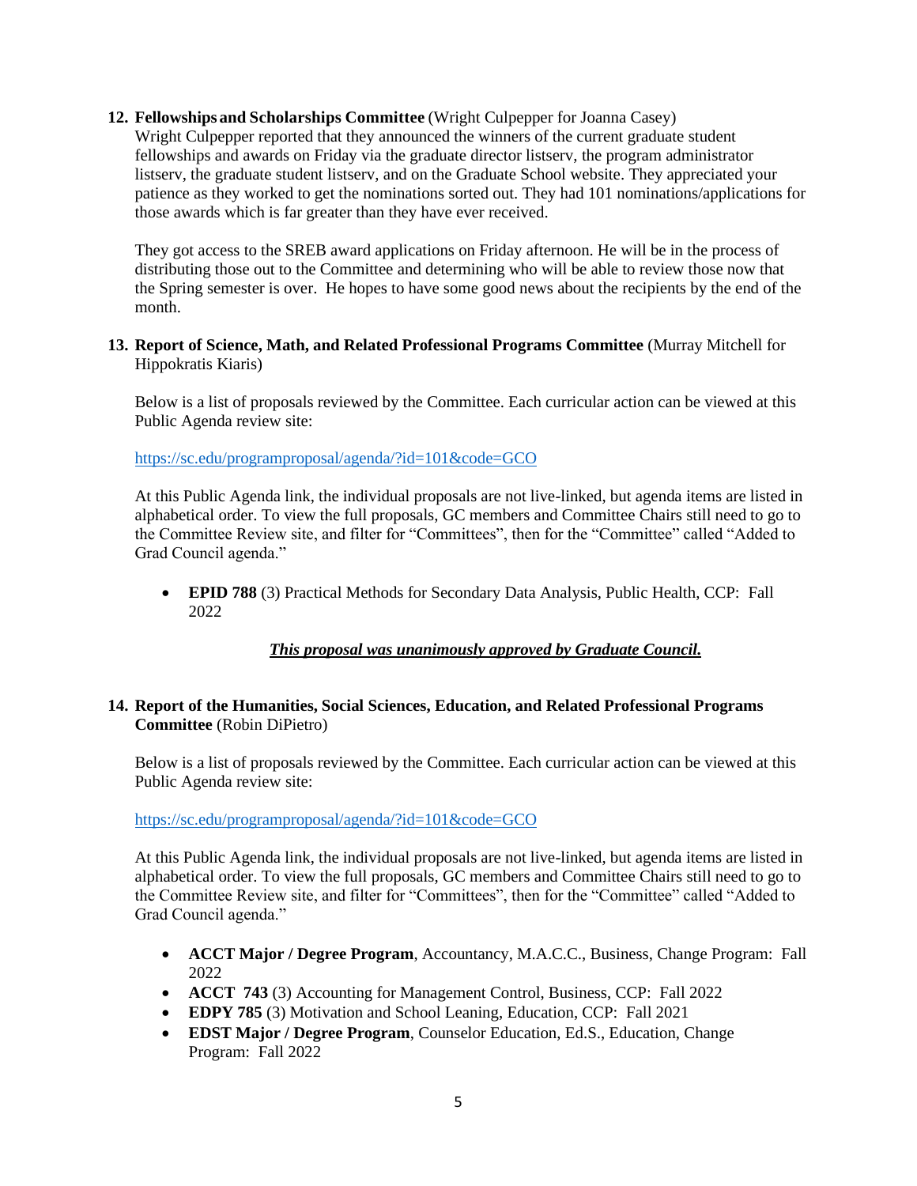**12. Fellowships and Scholarships Committee** (Wright Culpepper for Joanna Casey)

Wright Culpepper reported that they announced the winners of the current graduate student fellowships and awards on Friday via the graduate director listserv, the program administrator listserv, the graduate student listserv, and on the Graduate School website. They appreciated your patience as they worked to get the nominations sorted out. They had 101 nominations/applications for those awards which is far greater than they have ever received.

They got access to the SREB award applications on Friday afternoon. He will be in the process of distributing those out to the Committee and determining who will be able to review those now that the Spring semester is over. He hopes to have some good news about the recipients by the end of the month.

**13. Report of Science, Math, and Related Professional Programs Committee** (Murray Mitchell for Hippokratis Kiaris)

Below is a list of proposals reviewed by the Committee. Each curricular action can be viewed at this Public Agenda review site:

https://sc.edu/programproposal/agenda/?id=101&code=GCO

At this Public Agenda link, the individual proposals are not live-linked, but agenda items are listed in alphabetical order. To view the full proposals, GC members and Committee Chairs still need to go to the Committee Review site, and filter for "Committees", then for the "Committee" called "Added to Grad Council agenda."

- **EPID 788** (3) Practical Methods for Secondary Data Analysis, Public Health, CCP: Fall 2022

***This proposal was unanimously approved by Graduate Council.***

**14. Report of the Humanities, Social Sciences, Education, and Related Professional Programs Committee** (Robin DiPietro)

Below is a list of proposals reviewed by the Committee. Each curricular action can be viewed at this Public Agenda review site:

https://sc.edu/programproposal/agenda/?id=101&code=GCO

At this Public Agenda link, the individual proposals are not live-linked, but agenda items are listed in alphabetical order. To view the full proposals, GC members and Committee Chairs still need to go to the Committee Review site, and filter for "Committees", then for the "Committee" called "Added to Grad Council agenda."

- **ACCT Major / Degree Program**, Accountancy, M.A.C.C., Business, Change Program: Fall 2022
- **ACCT 743** (3) Accounting for Management Control, Business, CCP: Fall 2022
- **EDPY 785** (3) Motivation and School Leaning, Education, CCP: Fall 2021
- **EDST Major / Degree Program**, Counselor Education, Ed.S., Education, Change Program: Fall 2022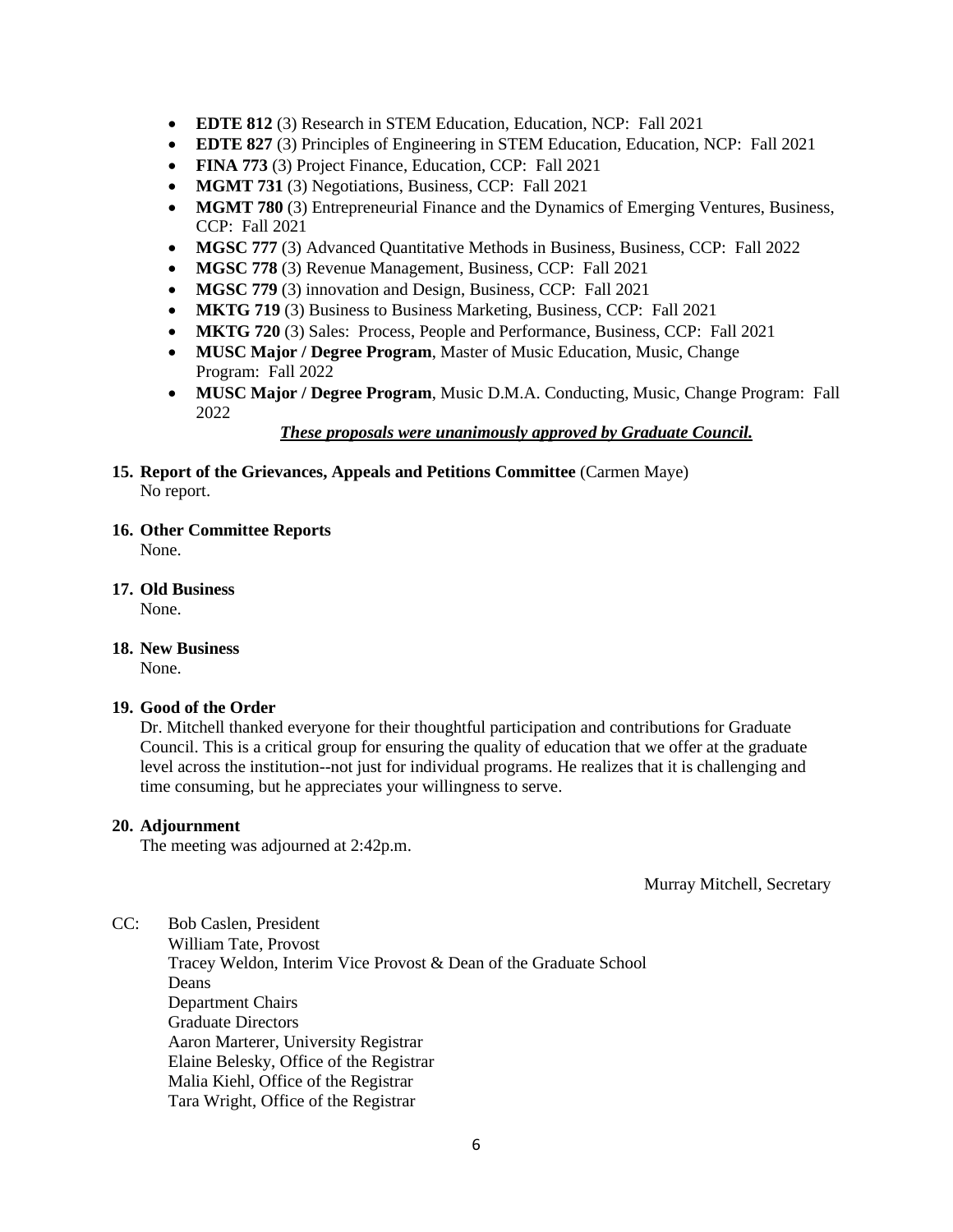- **EDTE 812** (3) Research in STEM Education, Education, NCP: Fall 2021
- **EDTE 827** (3) Principles of Engineering in STEM Education, Education, NCP: Fall 2021
- **FINA 773** (3) Project Finance, Education, CCP: Fall 2021
- **MGMT 731** (3) Negotiations, Business, CCP: Fall 2021
- **MGMT 780** (3) Entrepreneurial Finance and the Dynamics of Emerging Ventures, Business, CCP: Fall 2021
- **MGSC 777** (3) Advanced Quantitative Methods in Business, Business, CCP: Fall 2022
- **MGSC 778** (3) Revenue Management, Business, CCP: Fall 2021
- **MGSC 779** (3) innovation and Design, Business, CCP: Fall 2021
- **MKTG 719** (3) Business to Business Marketing, Business, CCP: Fall 2021
- **MKTG 720** (3) Sales: Process, People and Performance, Business, CCP: Fall 2021
- **MUSC Major / Degree Program**, Master of Music Education, Music, Change Program: Fall 2022
- **MUSC Major / Degree Program**, Music D.M.A. Conducting, Music, Change Program: Fall 2022

***<u>These proposals were unanimously approved by Graduate Council.</u>***

**15. Report of the Grievances, Appeals and Petitions Committee** (Carmen Maye)
No report.

**16. Other Committee Reports**
None.

**17. Old Business**
None.

**18. New Business**
None.

**19. Good of the Order**
Dr. Mitchell thanked everyone for their thoughtful participation and contributions for Graduate Council. This is a critical group for ensuring the quality of education that we offer at the graduate level across the institution--not just for individual programs. He realizes that it is challenging and time consuming, but he appreciates your willingness to serve.

**20. Adjournment**
The meeting was adjourned at 2:42p.m.

Murray Mitchell, Secretary

CC: Bob Caslen, President
William Tate, Provost
Tracey Weldon, Interim Vice Provost & Dean of the Graduate School
Deans
Department Chairs
Graduate Directors
Aaron Marterer, University Registrar
Elaine Belesky, Office of the Registrar
Malia Kiehl, Office of the Registrar
Tara Wright, Office of the Registrar